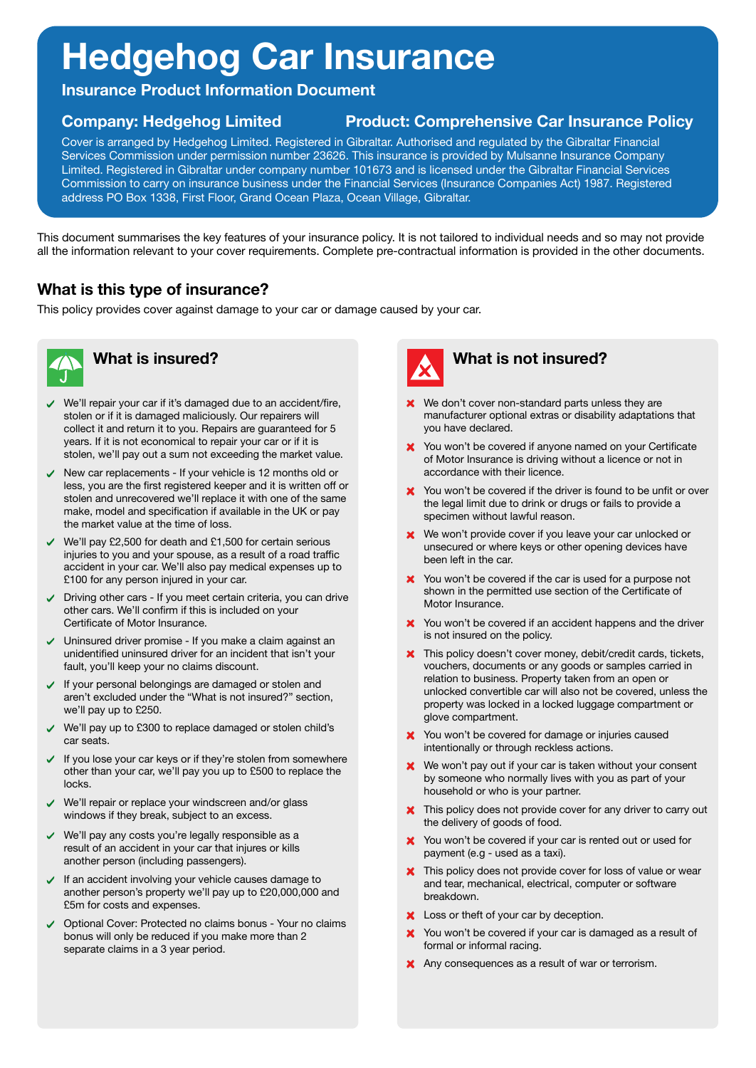# Hedgehog Car Insurance

## Insurance Product Information Document

### Company: Hedgehog Limited

### Product: Comprehensive Car Insurance Policy

Cover is arranged by Hedgehog Limited. Registered in Gibraltar. Authorised and regulated by the Gibraltar Financial Services Commission under permission number 23626. This insurance is provided by Mulsanne Insurance Company Limited. Registered in Gibraltar under company number 101673 and is licensed under the Gibraltar Financial Services Commission to carry on insurance business under the Financial Services (Insurance Companies Act) 1987. Registered address PO Box 1338, First Floor, Grand Ocean Plaza, Ocean Village, Gibraltar.

This document summarises the key features of your insurance policy. It is not tailored to individual needs and so may not provide all the information relevant to your cover requirements. Complete pre-contractual information is provided in the other documents.

## What is this type of insurance?

This policy provides cover against damage to your car or damage caused by your car.

## What is insured?

- ✔ We'll repair your car if it's damaged due to an accident/fire, stolen or if it is damaged maliciously. Our repairers will collect it and return it to you. Repairs are guaranteed for 5 years. If it is not economical to repair your car or if it is stolen, we'll pay out a sum not exceeding the market value.
- ✔ New car replacements - If your vehicle is 12 months old or less, you are the first registered keeper and it is written off or stolen and unrecovered we'll replace it with one of the same make, model and specification if available in the UK or pay the market value at the time of loss.
- ✔ We'll pay £2,500 for death and £1,500 for certain serious injuries to you and your spouse, as a result of a road traffic accident in your car. We'll also pay medical expenses up to £100 for any person injured in your car.
- ✔ Driving other cars - If you meet certain criteria, you can drive other cars. We'll confirm if this is included on your Certificate of Motor Insurance.
- ✔ Uninsured driver promise - If you make a claim against an unidentified uninsured driver for an incident that isn't your fault, you'll keep your no claims discount.
- ✔ If your personal belongings are damaged or stolen and aren't excluded under the "What is not insured?" section, we'll pay up to £250.
- ✔ We'll pay up to £300 to replace damaged or stolen child's car seats.
- ✔ If you lose your car keys or if they're stolen from somewhere other than your car, we'll pay you up to £500 to replace the locks.
- ✔ We'll repair or replace your windscreen and/or glass windows if they break, subject to an excess.
- ✔ We'll pay any costs you're legally responsible as a result of an accident in your car that injures or kills another person (including passengers).
- ✔ If an accident involving your vehicle causes damage to another person's property we'll pay up to £20,000,000 and £5m for costs and expenses.
- ✔ Optional Cover: Protected no claims bonus - Your no claims bonus will only be reduced if you make more than 2 separate claims in a 3 year period.

## What is not insured?

- ✘ We don't cover non-standard parts unless they are manufacturer optional extras or disability adaptations that you have declared.
- ✘ You won't be covered if anyone named on your Certificate of Motor Insurance is driving without a licence or not in accordance with their licence.
- ✘ You won't be covered if the driver is found to be unfit or over the legal limit due to drink or drugs or fails to provide a specimen without lawful reason.
- ✘ We won't provide cover if you leave your car unlocked or unsecured or where keys or other opening devices have been left in the car.
- ✘ You won't be covered if the car is used for a purpose not shown in the permitted use section of the Certificate of Motor Insurance.
- ✘ You won't be covered if an accident happens and the driver is not insured on the policy.
- ✘ This policy doesn't cover money, debit/credit cards, tickets, vouchers, documents or any goods or samples carried in relation to business. Property taken from an open or unlocked convertible car will also not be covered, unless the property was locked in a locked luggage compartment or glove compartment.
- ✘ You won't be covered for damage or injuries caused intentionally or through reckless actions.
- ✘ We won't pay out if your car is taken without your consent by someone who normally lives with you as part of your household or who is your partner.
- ✘ This policy does not provide cover for any driver to carry out the delivery of goods of food.
- ✘ You won't be covered if your car is rented out or used for payment (e.g - used as a taxi).
- ✘ This policy does not provide cover for loss of value or wear and tear, mechanical, electrical, computer or software breakdown.
- ✘ Loss or theft of your car by deception.
- ✘ You won't be covered if your car is damaged as a result of formal or informal racing.
- ✘ Any consequences as a result of war or terrorism.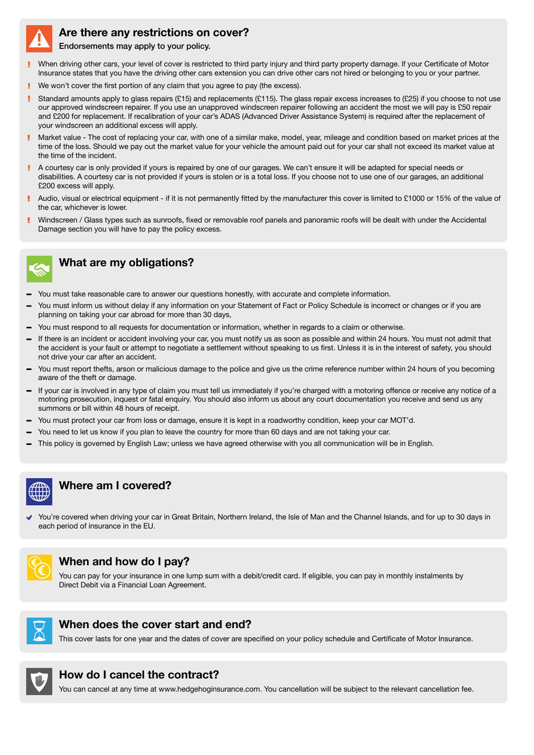## Are there any restrictions on cover?

**Endorsements may apply to your policy.**

- ! When driving other cars, your level of cover is restricted to third party injury and third party property damage. If your Certificate of Motor Insurance states that you have the driving other cars extension you can drive other cars not hired or belonging to you or your partner.
- ! We won't cover the first portion of any claim that you agree to pay (the excess).
- ! Standard amounts apply to glass repairs (£15) and replacements (£115). The glass repair excess increases to (£25) if you choose to not use our approved windscreen repairer. If you use an unapproved windscreen repairer following an accident the most we will pay is £50 repair and £200 for replacement. If recalibration of your car's ADAS (Advanced Driver Assistance System) is required after the replacement of your windscreen an additional excess will apply.
- ! Market value - The cost of replacing your car, with one of a similar make, model, year, mileage and condition based on market prices at the time of the loss. Should we pay out the market value for your vehicle the amount paid out for your car shall not exceed its market value at the time of the incident.
- ! A courtesy car is only provided if yours is repaired by one of our garages. We can't ensure it will be adapted for special needs or disabilities. A courtesy car is not provided if yours is stolen or is a total loss. If you choose not to use one of our garages, an additional £200 excess will apply.
- ! Audio, visual or electrical equipment - if it is not permanently fitted by the manufacturer this cover is limited to £1000 or 15% of the value of the car, whichever is lower.
- ! Windscreen / Glass types such as sunroofs, fixed or removable roof panels and panoramic roofs will be dealt with under the Accidental Damage section you will have to pay the policy excess.

## What are my obligations?

- You must take reasonable care to answer our questions honestly, with accurate and complete information.
- You must inform us without delay if any information on your Statement of Fact or Policy Schedule is incorrect or changes or if you are planning on taking your car abroad for more than 30 days,
- You must respond to all requests for documentation or information, whether in regards to a claim or otherwise.
- If there is an incident or accident involving your car, you must notify us as soon as possible and within 24 hours. You must not admit that the accident is your fault or attempt to negotiate a settlement without speaking to us first. Unless it is in the interest of safety, you should not drive your car after an accident.
- You must report thefts, arson or malicious damage to the police and give us the crime reference number within 24 hours of you becoming aware of the theft or damage.
- If your car is involved in any type of claim you must tell us immediately if you're charged with a motoring offence or receive any notice of a motoring prosecution, inquest or fatal enquiry. You should also inform us about any court documentation you receive and send us any summons or bill within 48 hours of receipt.
- You must protect your car from loss or damage, ensure it is kept in a roadworthy condition, keep your car MOT'd.
- You need to let us know if you plan to leave the country for more than 60 days and are not taking your car.
- This policy is governed by English Law; unless we have agreed otherwise with you all communication will be in English.

## Where am I covered?

- ✔ You're covered when driving your car in Great Britain, Northern Ireland, the Isle of Man and the Channel Islands, and for up to 30 days in each period of insurance in the EU.

## When and how do I pay?

You can pay for your insurance in one lump sum with a debit/credit card. If eligible, you can pay in monthly instalments by Direct Debit via a Financial Loan Agreement.

## When does the cover start and end?

This cover lasts for one year and the dates of cover are specified on your policy schedule and Certificate of Motor Insurance.

## How do I cancel the contract?

You can cancel at any time at www.hedgehoginsurance.com. You cancellation will be subject to the relevant cancellation fee.